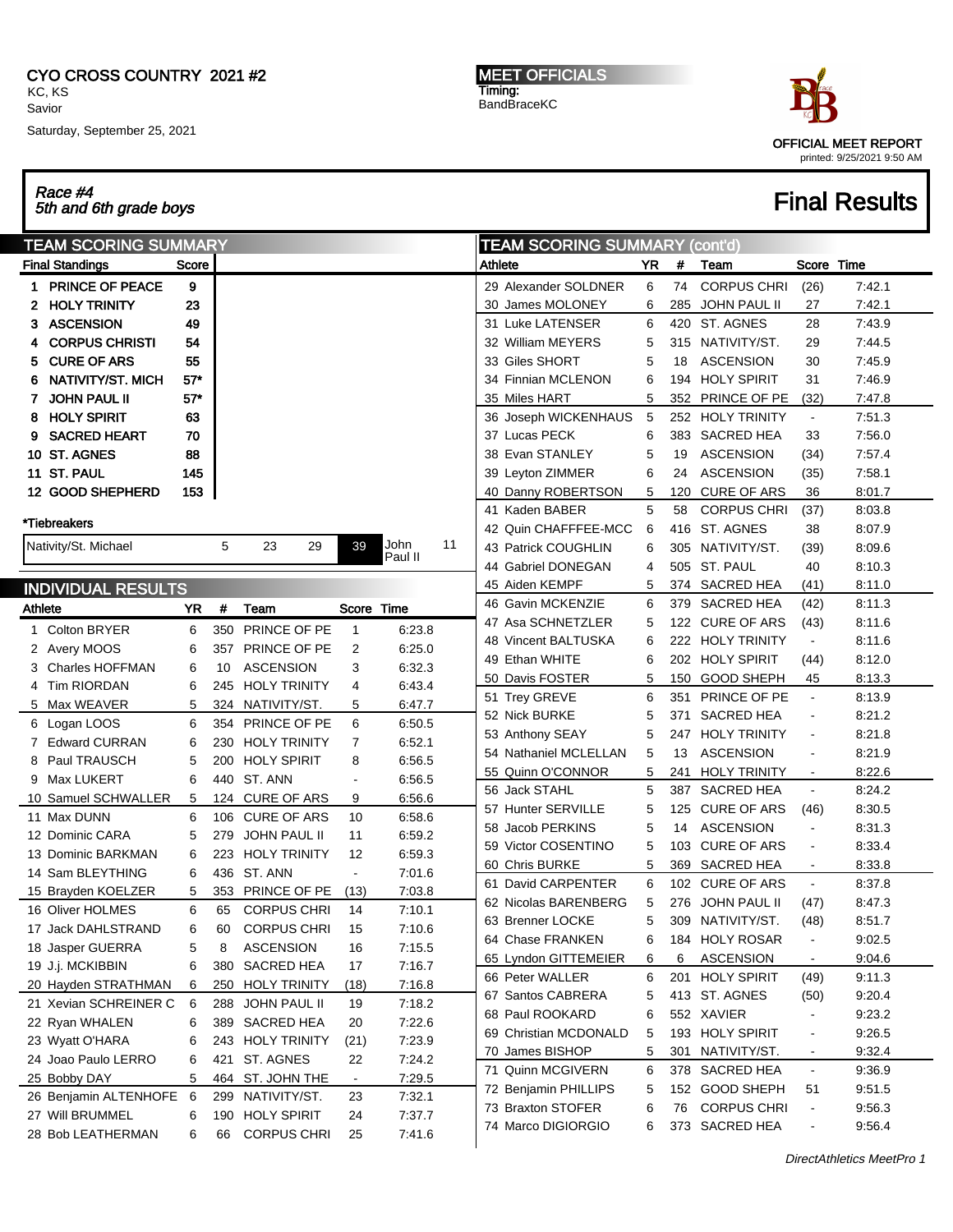CYO CROSS COUNTRY 2021 #2
KC, KS
Savior
Saturday, September 25, 2021

**MEET OFFICIALS**
Timing:
BandBraceKC

OFFICIAL MEET REPORT
printed: 9/25/2021 9:50 AM

# *Race #4 5th and 6th grade boys* — Final Results

## TEAM SCORING SUMMARY

| Final Standings | Score |
|---|---|
| 1 PRINCE OF PEACE | 9 |
| 2 HOLY TRINITY | 23 |
| 3 ASCENSION | 49 |
| 4 CORPUS CHRISTI | 54 |
| 5 CURE OF ARS | 55 |
| 6 NATIVITY/ST. MICH | 57* |
| 7 JOHN PAUL II | 57* |
| 8 HOLY SPIRIT | 63 |
| 9 SACRED HEART | 70 |
| 10 ST. AGNES | 88 |
| 11 ST. PAUL | 145 |
| 12 GOOD SHEPHERD | 153 |

*Tiebreakers

| Nativity/St. Michael | 5 | 23 | 29 | 39 | John Paul II | 11 |
|---|---|---|---|---|---|---|

## INDIVIDUAL RESULTS

| Athlete | YR | # | Team | Score | Time |
|---|---|---|---|---|---|
| 1 Colton BRYER | 6 | 350 | PRINCE OF PE | 1 | 6:23.8 |
| 2 Avery MOOS | 6 | 357 | PRINCE OF PE | 2 | 6:25.0 |
| 3 Charles HOFFMAN | 6 | 10 | ASCENSION | 3 | 6:32.3 |
| 4 Tim RIORDAN | 6 | 245 | HOLY TRINITY | 4 | 6:43.4 |
| 5 Max WEAVER | 5 | 324 | NATIVITY/ST. | 5 | 6:47.7 |
| 6 Logan LOOS | 6 | 354 | PRINCE OF PE | 6 | 6:50.5 |
| 7 Edward CURRAN | 6 | 230 | HOLY TRINITY | 7 | 6:52.1 |
| 8 Paul TRAUSCH | 5 | 200 | HOLY SPIRIT | 8 | 6:56.5 |
| 9 Max LUKERT | 6 | 440 | ST. ANN | - | 6:56.5 |
| 10 Samuel SCHWALLER | 5 | 124 | CURE OF ARS | 9 | 6:56.6 |
| 11 Max DUNN | 6 | 106 | CURE OF ARS | 10 | 6:58.6 |
| 12 Dominic CARA | 5 | 279 | JOHN PAUL II | 11 | 6:59.2 |
| 13 Dominic BARKMAN | 6 | 223 | HOLY TRINITY | 12 | 6:59.3 |
| 14 Sam BLEYTHING | 6 | 436 | ST. ANN | - | 7:01.6 |
| 15 Brayden KOELZER | 5 | 353 | PRINCE OF PE | (13) | 7:03.8 |
| 16 Oliver HOLMES | 6 | 65 | CORPUS CHRI | 14 | 7:10.1 |
| 17 Jack DAHLSTRAND | 6 | 60 | CORPUS CHRI | 15 | 7:10.6 |
| 18 Jasper GUERRA | 5 | 8 | ASCENSION | 16 | 7:15.5 |
| 19 J.j. MCKIBBIN | 6 | 380 | SACRED HEA | 17 | 7:16.7 |
| 20 Hayden STRATHMAN | 6 | 250 | HOLY TRINITY | (18) | 7:16.8 |
| 21 Xevian SCHREINER C | 6 | 288 | JOHN PAUL II | 19 | 7:18.2 |
| 22 Ryan WHALEN | 6 | 389 | SACRED HEA | 20 | 7:22.6 |
| 23 Wyatt O'HARA | 6 | 243 | HOLY TRINITY | (21) | 7:23.9 |
| 24 Joao Paulo LERRO | 6 | 421 | ST. AGNES | 22 | 7:24.2 |
| 25 Bobby DAY | 5 | 464 | ST. JOHN THE | - | 7:29.5 |
| 26 Benjamin ALTENHOFE | 6 | 299 | NATIVITY/ST. | 23 | 7:32.1 |
| 27 Will BRUMMEL | 6 | 190 | HOLY SPIRIT | 24 | 7:37.7 |
| 28 Bob LEATHERMAN | 6 | 66 | CORPUS CHRI | 25 | 7:41.6 |
| 29 Alexander SOLDNER | 6 | 74 | CORPUS CHRI | (26) | 7:42.1 |
| 30 James MOLONEY | 6 | 285 | JOHN PAUL II | 27 | 7:42.1 |
| 31 Luke LATENSER | 6 | 420 | ST. AGNES | 28 | 7:43.9 |
| 32 William MEYERS | 5 | 315 | NATIVITY/ST. | 29 | 7:44.5 |
| 33 Giles SHORT | 5 | 18 | ASCENSION | 30 | 7:45.9 |
| 34 Finnian MCLENON | 6 | 194 | HOLY SPIRIT | 31 | 7:46.9 |
| 35 Miles HART | 5 | 352 | PRINCE OF PE | (32) | 7:47.8 |
| 36 Joseph WICKENHAUS | 5 | 252 | HOLY TRINITY | - | 7:51.3 |
| 37 Lucas PECK | 6 | 383 | SACRED HEA | 33 | 7:56.0 |
| 38 Evan STANLEY | 5 | 19 | ASCENSION | (34) | 7:57.4 |
| 39 Leyton ZIMMER | 6 | 24 | ASCENSION | (35) | 7:58.1 |
| 40 Danny ROBERTSON | 5 | 120 | CURE OF ARS | 36 | 8:01.7 |
| 41 Kaden BABER | 5 | 58 | CORPUS CHRI | (37) | 8:03.8 |
| 42 Quin CHAFFFEE-MCC | 6 | 416 | ST. AGNES | 38 | 8:07.9 |
| 43 Patrick COUGHLIN | 6 | 305 | NATIVITY/ST. | (39) | 8:09.6 |
| 44 Gabriel DONEGAN | 4 | 505 | ST. PAUL | 40 | 8:10.3 |
| 45 Aiden KEMPF | 5 | 374 | SACRED HEA | (41) | 8:11.0 |
| 46 Gavin MCKENZIE | 6 | 379 | SACRED HEA | (42) | 8:11.3 |
| 47 Asa SCHNETZLER | 5 | 122 | CURE OF ARS | (43) | 8:11.6 |
| 48 Vincent BALTUSKA | 6 | 222 | HOLY TRINITY | - | 8:11.6 |
| 49 Ethan WHITE | 6 | 202 | HOLY SPIRIT | (44) | 8:12.0 |
| 50 Davis FOSTER | 5 | 150 | GOOD SHEPH | 45 | 8:13.3 |
| 51 Trey GREVE | 6 | 351 | PRINCE OF PE | - | 8:13.9 |
| 52 Nick BURKE | 5 | 371 | SACRED HEA | - | 8:21.2 |
| 53 Anthony SEAY | 5 | 247 | HOLY TRINITY | - | 8:21.8 |
| 54 Nathaniel MCLELLAN | 5 | 13 | ASCENSION | - | 8:21.9 |
| 55 Quinn O'CONNOR | 5 | 241 | HOLY TRINITY | - | 8:22.6 |
| 56 Jack STAHL | 5 | 387 | SACRED HEA | - | 8:24.2 |
| 57 Hunter SERVILLE | 5 | 125 | CURE OF ARS | (46) | 8:30.5 |
| 58 Jacob PERKINS | 5 | 14 | ASCENSION | - | 8:31.3 |
| 59 Victor COSENTINO | 5 | 103 | CURE OF ARS | - | 8:33.4 |
| 60 Chris BURKE | 5 | 369 | SACRED HEA | - | 8:33.8 |
| 61 David CARPENTER | 6 | 102 | CURE OF ARS | - | 8:37.8 |
| 62 Nicolas BARENBERG | 5 | 276 | JOHN PAUL II | (47) | 8:47.3 |
| 63 Brenner LOCKE | 5 | 309 | NATIVITY/ST. | (48) | 8:51.7 |
| 64 Chase FRANKEN | 6 | 184 | HOLY ROSAR | - | 9:02.5 |
| 65 Lyndon GITTEMEIER | 6 | 6 | ASCENSION | - | 9:04.6 |
| 66 Peter WALLER | 6 | 201 | HOLY SPIRIT | (49) | 9:11.3 |
| 67 Santos CABRERA | 5 | 413 | ST. AGNES | (50) | 9:20.4 |
| 68 Paul ROOKARD | 6 | 552 | XAVIER | - | 9:23.2 |
| 69 Christian MCDONALD | 5 | 193 | HOLY SPIRIT | - | 9:26.5 |
| 70 James BISHOP | 5 | 301 | NATIVITY/ST. | - | 9:32.4 |
| 71 Quinn MCGIVERN | 6 | 378 | SACRED HEA | - | 9:36.9 |
| 72 Benjamin PHILLIPS | 5 | 152 | GOOD SHEPH | 51 | 9:51.5 |
| 73 Braxton STOFER | 6 | 76 | CORPUS CHRI | - | 9:56.3 |
| 74 Marco DIGIORGIO | 6 | 373 | SACRED HEA | - | 9:56.4 |

DirectAthletics MeetPro 1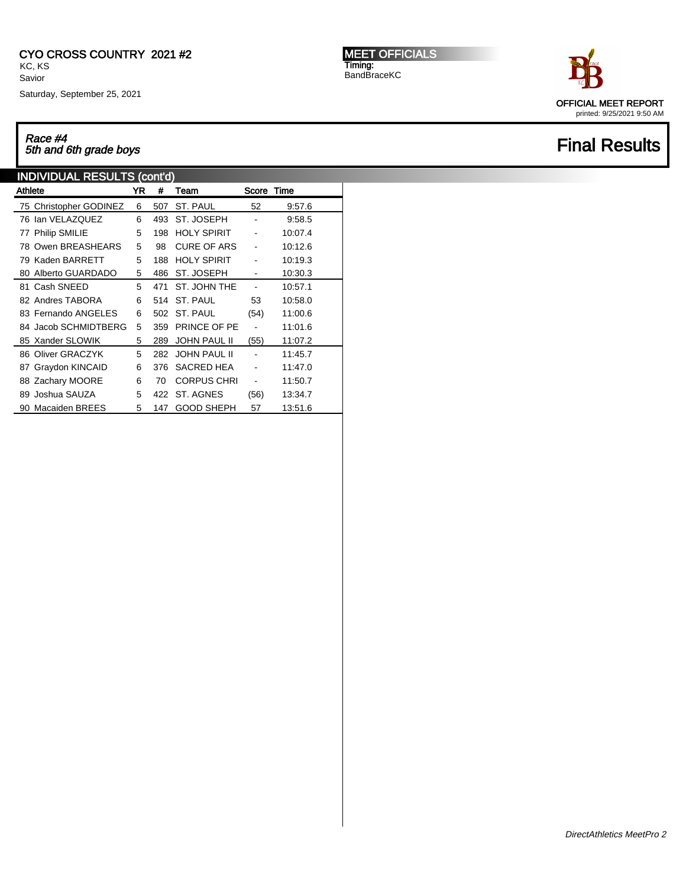CYO CROSS COUNTRY 2021 #2
KC, KS
Savior
Saturday, September 25, 2021

MEET OFFICIALS
Timing:
BandBraceKC

OFFICIAL MEET REPORT
printed: 9/25/2021 9:50 AM

*Race #4*
*5th and 6th grade boys*

# Final Results

## INDIVIDUAL RESULTS (cont'd)

| Athlete | YR | # | Team | Score | Time |
|---|---|---|---|---|---|
| 75 Christopher GODINEZ | 6 | 507 | ST. PAUL | 52 | 9:57.6 |
| 76 Ian VELAZQUEZ | 6 | 493 | ST. JOSEPH | - | 9:58.5 |
| 77 Philip SMILIE | 5 | 198 | HOLY SPIRIT | - | 10:07.4 |
| 78 Owen BREASHEARS | 5 | 98 | CURE OF ARS | - | 10:12.6 |
| 79 Kaden BARRETT | 5 | 188 | HOLY SPIRIT | - | 10:19.3 |
| 80 Alberto GUARDADO | 5 | 486 | ST. JOSEPH | - | 10:30.3 |
| 81 Cash SNEED | 5 | 471 | ST. JOHN THE | - | 10:57.1 |
| 82 Andres TABORA | 6 | 514 | ST. PAUL | 53 | 10:58.0 |
| 83 Fernando ANGELES | 6 | 502 | ST. PAUL | (54) | 11:00.6 |
| 84 Jacob SCHMIDTBERG | 5 | 359 | PRINCE OF PE | - | 11:01.6 |
| 85 Xander SLOWIK | 5 | 289 | JOHN PAUL II | (55) | 11:07.2 |
| 86 Oliver GRACZYK | 5 | 282 | JOHN PAUL II | - | 11:45.7 |
| 87 Graydon KINCAID | 6 | 376 | SACRED HEA | - | 11:47.0 |
| 88 Zachary MOORE | 6 | 70 | CORPUS CHRI | - | 11:50.7 |
| 89 Joshua SAUZA | 5 | 422 | ST. AGNES | (56) | 13:34.7 |
| 90 Macaiden BREES | 5 | 147 | GOOD SHEPH | 57 | 13:51.6 |

*DirectAthletics MeetPro 2*